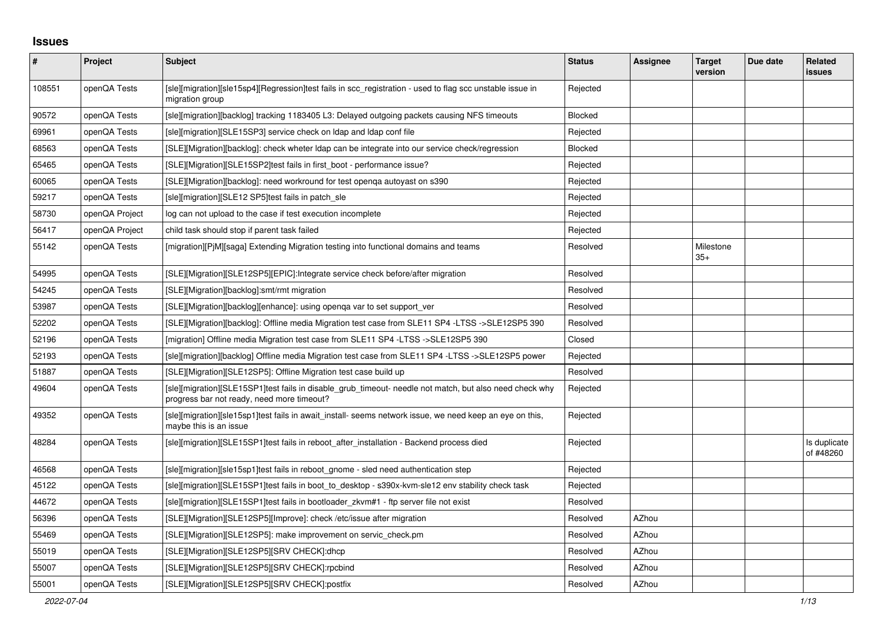## Issues

| # | Project | Subject | Status | Assignee | Target version | Due date | Related issues |
|---|---|---|---|---|---|---|---|
| 108551 | openQA Tests | [sle][migration][sle15sp4][Regression]test fails in scc_registration - used to flag scc unstable issue in migration group | Rejected | | | | |
| 90572 | openQA Tests | [sle][migration][backlog] tracking 1183405 L3: Delayed outgoing packets causing NFS timeouts | Blocked | | | | |
| 69961 | openQA Tests | [sle][migration][SLE15SP3] service check on ldap and ldap conf file | Rejected | | | | |
| 68563 | openQA Tests | [SLE][Migration][backlog]: check wheter ldap can be integrate into our service check/regression | Blocked | | | | |
| 65465 | openQA Tests | [SLE][Migration][SLE15SP2]test fails in first_boot - performance issue? | Rejected | | | | |
| 60065 | openQA Tests | [SLE][Migration][backlog]: need workround for test openqa autoyast on s390 | Rejected | | | | |
| 59217 | openQA Tests | [sle][migration][SLE12 SP5]test fails in patch_sle | Rejected | | | | |
| 58730 | openQA Project | log can not upload to the case if test execution incomplete | Rejected | | | | |
| 56417 | openQA Project | child task should stop if parent task failed | Rejected | | | | |
| 55142 | openQA Tests | [migration][PjM][saga] Extending Migration testing into functional domains and teams | Resolved | | Milestone 35+ | | |
| 54995 | openQA Tests | [SLE][Migration][SLE12SP5][EPIC]:Integrate service check before/after migration | Resolved | | | | |
| 54245 | openQA Tests | [SLE][Migration][backlog]:smt/rmt migration | Resolved | | | | |
| 53987 | openQA Tests | [SLE][Migration][backlog][enhance]: using openqa var to set support_ver | Resolved | | | | |
| 52202 | openQA Tests | [SLE][Migration][backlog]: Offline media Migration test case from SLE11 SP4 -LTSS ->SLE12SP5 390 | Resolved | | | | |
| 52196 | openQA Tests | [migration] Offline media Migration test case from SLE11 SP4 -LTSS ->SLE12SP5 390 | Closed | | | | |
| 52193 | openQA Tests | [sle][migration][backlog] Offline media Migration test case from SLE11 SP4 -LTSS ->SLE12SP5 power | Rejected | | | | |
| 51887 | openQA Tests | [SLE][Migration][SLE12SP5]: Offline Migration test case build up | Resolved | | | | |
| 49604 | openQA Tests | [sle][migration][SLE15SP1]test fails in disable_grub_timeout- needle not match, but also need check why progress bar not ready, need more timeout? | Rejected | | | | |
| 49352 | openQA Tests | [sle][migration][sle15sp1]test fails in await_install- seems network issue, we need keep an eye on this, maybe this is an issue | Rejected | | | | |
| 48284 | openQA Tests | [sle][migration][SLE15SP1]test fails in reboot_after_installation - Backend process died | Rejected | | | | Is duplicate of #48260 |
| 46568 | openQA Tests | [sle][migration][sle15sp1]test fails in reboot_gnome - sled need authentication step | Rejected | | | | |
| 45122 | openQA Tests | [sle][migration][SLE15SP1]test fails in boot_to_desktop - s390x-kvm-sle12 env stability check task | Rejected | | | | |
| 44672 | openQA Tests | [sle][migration][SLE15SP1]test fails in bootloader_zkvm#1 - ftp server file not exist | Resolved | | | | |
| 56396 | openQA Tests | [SLE][Migration][SLE12SP5][Improve]: check /etc/issue after migration | Resolved | AZhou | | | |
| 55469 | openQA Tests | [SLE][Migration][SLE12SP5]: make improvement on servic_check.pm | Resolved | AZhou | | | |
| 55019 | openQA Tests | [SLE][Migration][SLE12SP5][SRV CHECK]:dhcp | Resolved | AZhou | | | |
| 55007 | openQA Tests | [SLE][Migration][SLE12SP5][SRV CHECK]:rpcbind | Resolved | AZhou | | | |
| 55001 | openQA Tests | [SLE][Migration][SLE12SP5][SRV CHECK]:postfix | Resolved | AZhou | | | |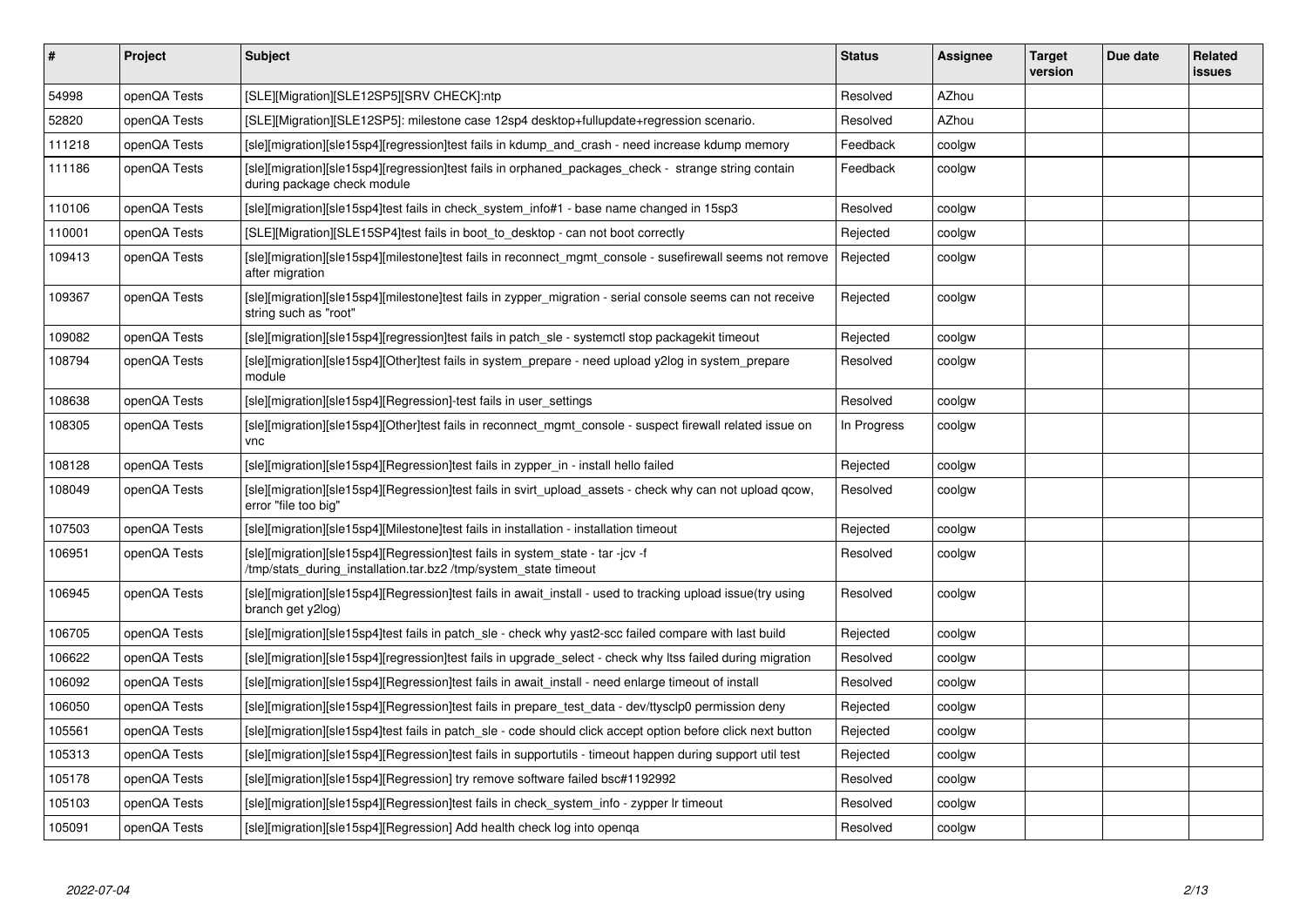| # | Project | Subject | Status | Assignee | Target version | Due date | Related issues |
|---|---|---|---|---|---|---|---|
| 54998 | openQA Tests | [SLE][Migration][SLE12SP5][SRV CHECK]:ntp | Resolved | AZhou | | | |
| 52820 | openQA Tests | [SLE][Migration][SLE12SP5]: milestone case 12sp4 desktop+fullupdate+regression scenario. | Resolved | AZhou | | | |
| 111218 | openQA Tests | [sle][migration][sle15sp4][regression]test fails in kdump_and_crash - need increase kdump memory | Feedback | coolgw | | | |
| 111186 | openQA Tests | [sle][migration][sle15sp4][regression]test fails in orphaned_packages_check - strange string contain during package check module | Feedback | coolgw | | | |
| 110106 | openQA Tests | [sle][migration][sle15sp4]test fails in check_system_info#1 - base name changed in 15sp3 | Resolved | coolgw | | | |
| 110001 | openQA Tests | [SLE][Migration][SLE15SP4]test fails in boot_to_desktop - can not boot correctly | Rejected | coolgw | | | |
| 109413 | openQA Tests | [sle][migration][sle15sp4][milestone]test fails in reconnect_mgmt_console - susefirewall seems not remove after migration | Rejected | coolgw | | | |
| 109367 | openQA Tests | [sle][migration][sle15sp4][milestone]test fails in zypper_migration - serial console seems can not receive string such as "root" | Rejected | coolgw | | | |
| 109082 | openQA Tests | [sle][migration][sle15sp4][regression]test fails in patch_sle - systemctl stop packagekit timeout | Rejected | coolgw | | | |
| 108794 | openQA Tests | [sle][migration][sle15sp4][Other]test fails in system_prepare - need upload y2log in system_prepare module | Resolved | coolgw | | | |
| 108638 | openQA Tests | [sle][migration][sle15sp4][Regression]-test fails in user_settings | Resolved | coolgw | | | |
| 108305 | openQA Tests | [sle][migration][sle15sp4][Other]test fails in reconnect_mgmt_console - suspect firewall related issue on vnc | In Progress | coolgw | | | |
| 108128 | openQA Tests | [sle][migration][sle15sp4][Regression]test fails in zypper_in - install hello failed | Rejected | coolgw | | | |
| 108049 | openQA Tests | [sle][migration][sle15sp4][Regression]test fails in svirt_upload_assets - check why can not upload qcow, error "file too big" | Resolved | coolgw | | | |
| 107503 | openQA Tests | [sle][migration][sle15sp4][Milestone]test fails in installation - installation timeout | Rejected | coolgw | | | |
| 106951 | openQA Tests | [sle][migration][sle15sp4][Regression]test fails in system_state - tar -jcv -f /tmp/stats_during_installation.tar.bz2 /tmp/system_state timeout | Resolved | coolgw | | | |
| 106945 | openQA Tests | [sle][migration][sle15sp4][Regression]test fails in await_install - used to tracking upload issue(try using branch get y2log) | Resolved | coolgw | | | |
| 106705 | openQA Tests | [sle][migration][sle15sp4]test fails in patch_sle - check why yast2-scc failed compare with last build | Rejected | coolgw | | | |
| 106622 | openQA Tests | [sle][migration][sle15sp4][regression]test fails in upgrade_select - check why ltss failed during migration | Resolved | coolgw | | | |
| 106092 | openQA Tests | [sle][migration][sle15sp4][Regression]test fails in await_install - need enlarge timeout of install | Resolved | coolgw | | | |
| 106050 | openQA Tests | [sle][migration][sle15sp4][Regression]test fails in prepare_test_data - dev/ttysclp0 permission deny | Rejected | coolgw | | | |
| 105561 | openQA Tests | [sle][migration][sle15sp4]test fails in patch_sle - code should click accept option before click next button | Rejected | coolgw | | | |
| 105313 | openQA Tests | [sle][migration][sle15sp4][Regression]test fails in supportutils - timeout happen during support util test | Rejected | coolgw | | | |
| 105178 | openQA Tests | [sle][migration][sle15sp4][Regression] try remove software failed bsc#1192992 | Resolved | coolgw | | | |
| 105103 | openQA Tests | [sle][migration][sle15sp4][Regression]test fails in check_system_info - zypper lr timeout | Resolved | coolgw | | | |
| 105091 | openQA Tests | [sle][migration][sle15sp4][Regression] Add health check log into openqa | Resolved | coolgw | | | |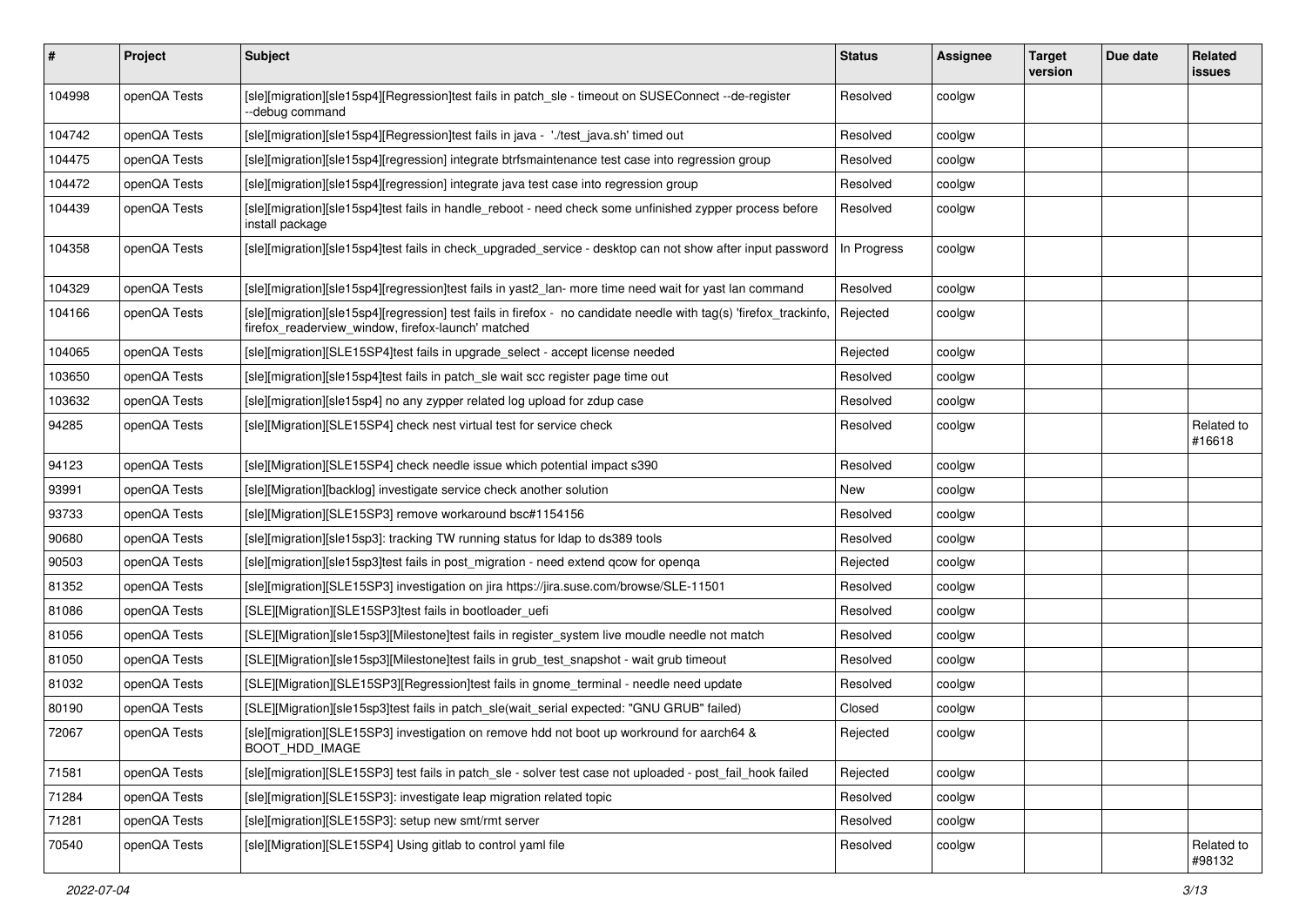| # | Project | Subject | Status | Assignee | Target version | Due date | Related issues |
|---|---|---|---|---|---|---|---|
| 104998 | openQA Tests | [sle][migration][sle15sp4][Regression]test fails in patch_sle - timeout on SUSEConnect --de-register --debug command | Resolved | coolgw | | | |
| 104742 | openQA Tests | [sle][migration][sle15sp4][Regression]test fails in java - './test_java.sh' timed out | Resolved | coolgw | | | |
| 104475 | openQA Tests | [sle][migration][sle15sp4][regression] integrate btrfsmaintenance test case into regression group | Resolved | coolgw | | | |
| 104472 | openQA Tests | [sle][migration][sle15sp4][regression] integrate java test case into regression group | Resolved | coolgw | | | |
| 104439 | openQA Tests | [sle][migration][sle15sp4]test fails in handle_reboot - need check some unfinished zypper process before install package | Resolved | coolgw | | | |
| 104358 | openQA Tests | [sle][migration][sle15sp4]test fails in check_upgraded_service - desktop can not show after input password | In Progress | coolgw | | | |
| 104329 | openQA Tests | [sle][migration][sle15sp4][regression]test fails in yast2_lan- more time need wait for yast lan command | Resolved | coolgw | | | |
| 104166 | openQA Tests | [sle][migration][sle15sp4][regression] test fails in firefox - no candidate needle with tag(s) 'firefox_trackinfo, firefox_readerview_window, firefox-launch' matched | Rejected | coolgw | | | |
| 104065 | openQA Tests | [sle][migration][SLE15SP4]test fails in upgrade_select - accept license needed | Rejected | coolgw | | | |
| 103650 | openQA Tests | [sle][migration][sle15sp4]test fails in patch_sle wait scc register page time out | Resolved | coolgw | | | |
| 103632 | openQA Tests | [sle][migration][sle15sp4] no any zypper related log upload for zdup case | Resolved | coolgw | | | |
| 94285 | openQA Tests | [sle][Migration][SLE15SP4] check nest virtual test for service check | Resolved | coolgw | | | Related to #16618 |
| 94123 | openQA Tests | [sle][Migration][SLE15SP4] check needle issue which potential impact s390 | Resolved | coolgw | | | |
| 93991 | openQA Tests | [sle][Migration][backlog] investigate service check another solution | New | coolgw | | | |
| 93733 | openQA Tests | [sle][Migration][SLE15SP3] remove workaround bsc#1154156 | Resolved | coolgw | | | |
| 90680 | openQA Tests | [sle][migration][sle15sp3]: tracking TW running status for ldap to ds389 tools | Resolved | coolgw | | | |
| 90503 | openQA Tests | [sle][migration][sle15sp3]test fails in post_migration - need extend qcow for openqa | Rejected | coolgw | | | |
| 81352 | openQA Tests | [sle][migration][SLE15SP3] investigation on jira https://jira.suse.com/browse/SLE-11501 | Resolved | coolgw | | | |
| 81086 | openQA Tests | [SLE][Migration][SLE15SP3]test fails in bootloader_uefi | Resolved | coolgw | | | |
| 81056 | openQA Tests | [SLE][Migration][sle15sp3][Milestone]test fails in register_system live moudle needle not match | Resolved | coolgw | | | |
| 81050 | openQA Tests | [SLE][Migration][sle15sp3][Milestone]test fails in grub_test_snapshot - wait grub timeout | Resolved | coolgw | | | |
| 81032 | openQA Tests | [SLE][Migration][SLE15SP3][Regression]test fails in gnome_terminal - needle need update | Resolved | coolgw | | | |
| 80190 | openQA Tests | [SLE][Migration][sle15sp3]test fails in patch_sle(wait_serial expected: "GNU GRUB" failed) | Closed | coolgw | | | |
| 72067 | openQA Tests | [sle][migration][SLE15SP3] investigation on remove hdd not boot up workround for aarch64 & BOOT_HDD_IMAGE | Rejected | coolgw | | | |
| 71581 | openQA Tests | [sle][migration][SLE15SP3] test fails in patch_sle - solver test case not uploaded - post_fail_hook failed | Rejected | coolgw | | | |
| 71284 | openQA Tests | [sle][migration][SLE15SP3]: investigate leap migration related topic | Resolved | coolgw | | | |
| 71281 | openQA Tests | [sle][migration][SLE15SP3]: setup new smt/rmt server | Resolved | coolgw | | | |
| 70540 | openQA Tests | [sle][Migration][SLE15SP4] Using gitlab to control yaml file | Resolved | coolgw | | | Related to #98132 |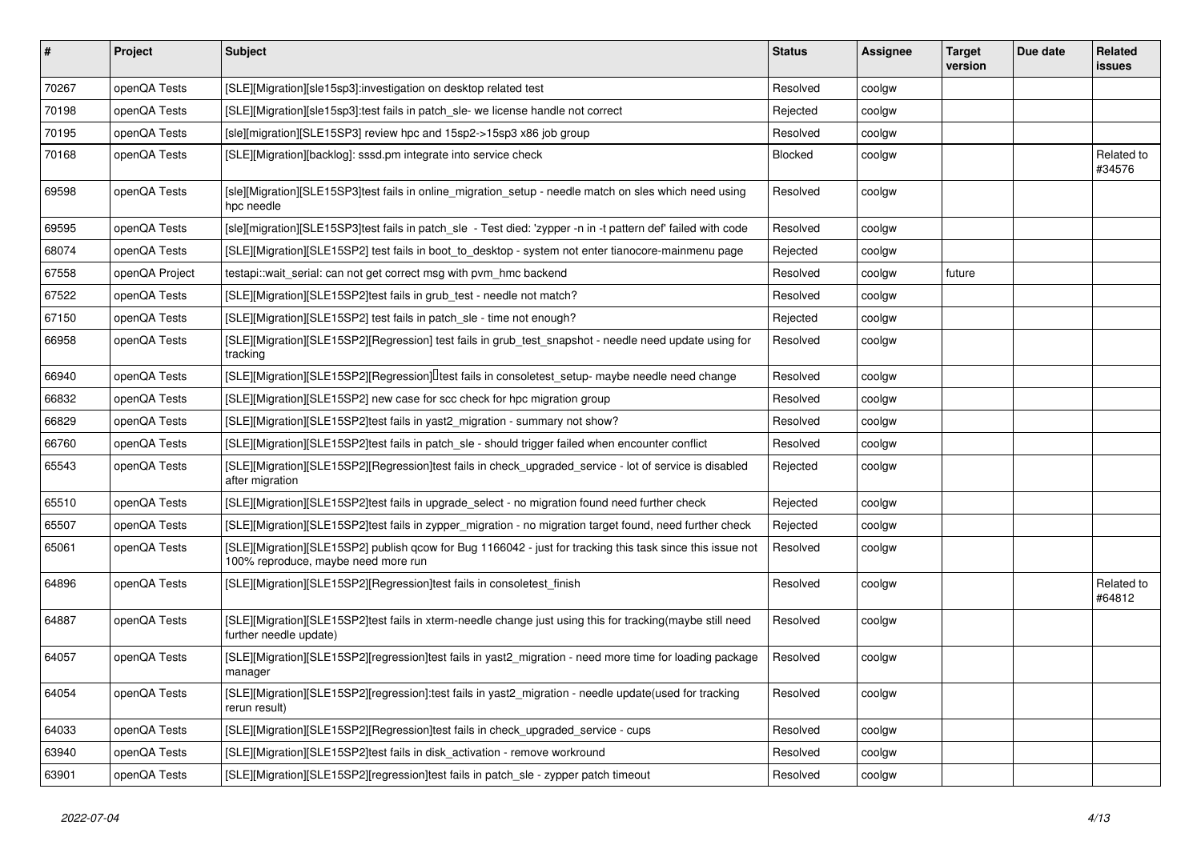| # | Project | Subject | Status | Assignee | Target version | Due date | Related issues |
|---|---|---|---|---|---|---|---|
| 70267 | openQA Tests | [SLE][Migration][sle15sp3]:investigation on desktop related test | Resolved | coolgw | | | |
| 70198 | openQA Tests | [SLE][Migration][sle15sp3]:test fails in patch_sle- we license handle not correct | Rejected | coolgw | | | |
| 70195 | openQA Tests | [sle][migration][SLE15SP3] review hpc and 15sp2->15sp3 x86 job group | Resolved | coolgw | | | |
| 70168 | openQA Tests | [SLE][Migration][backlog]: sssd.pm integrate into service check | Blocked | coolgw | | | Related to #34576 |
| 69598 | openQA Tests | [sle][Migration][SLE15SP3]test fails in online_migration_setup - needle match on sles which need using hpc needle | Resolved | coolgw | | | |
| 69595 | openQA Tests | [sle][migration][SLE15SP3]test fails in patch_sle - Test died: 'zypper -n in -t pattern def' failed with code | Resolved | coolgw | | | |
| 68074 | openQA Tests | [SLE][Migration][SLE15SP2] test fails in boot_to_desktop - system not enter tianocore-mainmenu page | Rejected | coolgw | | | |
| 67558 | openQA Project | testapi::wait_serial: can not get correct msg with pvm_hmc backend | Resolved | coolgw | future | | |
| 67522 | openQA Tests | [SLE][Migration][SLE15SP2]test fails in grub_test - needle not match? | Resolved | coolgw | | | |
| 67150 | openQA Tests | [SLE][Migration][SLE15SP2] test fails in patch_sle - time not enough? | Rejected | coolgw | | | |
| 66958 | openQA Tests | [SLE][Migration][SLE15SP2][Regression] test fails in grub_test_snapshot - needle need update using for tracking | Resolved | coolgw | | | |
| 66940 | openQA Tests | [SLE][Migration][SLE15SP2][Regression]test fails in consoletest_setup- maybe needle need change | Resolved | coolgw | | | |
| 66832 | openQA Tests | [SLE][Migration][SLE15SP2] new case for scc check for hpc migration group | Resolved | coolgw | | | |
| 66829 | openQA Tests | [SLE][Migration][SLE15SP2]test fails in yast2_migration - summary not show? | Resolved | coolgw | | | |
| 66760 | openQA Tests | [SLE][Migration][SLE15SP2]test fails in patch_sle - should trigger failed when encounter conflict | Resolved | coolgw | | | |
| 65543 | openQA Tests | [SLE][Migration][SLE15SP2][Regression]test fails in check_upgraded_service - lot of service is disabled after migration | Rejected | coolgw | | | |
| 65510 | openQA Tests | [SLE][Migration][SLE15SP2]test fails in upgrade_select - no migration found need further check | Rejected | coolgw | | | |
| 65507 | openQA Tests | [SLE][Migration][SLE15SP2]test fails in zypper_migration - no migration target found, need further check | Rejected | coolgw | | | |
| 65061 | openQA Tests | [SLE][Migration][SLE15SP2] publish qcow for Bug 1166042 - just for tracking this task since this issue not 100% reproduce, maybe need more run | Resolved | coolgw | | | |
| 64896 | openQA Tests | [SLE][Migration][SLE15SP2][Regression]test fails in consoletest_finish | Resolved | coolgw | | | Related to #64812 |
| 64887 | openQA Tests | [SLE][Migration][SLE15SP2]test fails in xterm-needle change just using this for tracking(maybe still need further needle update) | Resolved | coolgw | | | |
| 64057 | openQA Tests | [SLE][Migration][SLE15SP2][regression]test fails in yast2_migration - need more time for loading package manager | Resolved | coolgw | | | |
| 64054 | openQA Tests | [SLE][Migration][SLE15SP2][regression]:test fails in yast2_migration - needle update(used for tracking rerun result) | Resolved | coolgw | | | |
| 64033 | openQA Tests | [SLE][Migration][SLE15SP2][Regression]test fails in check_upgraded_service - cups | Resolved | coolgw | | | |
| 63940 | openQA Tests | [SLE][Migration][SLE15SP2]test fails in disk_activation - remove workround | Resolved | coolgw | | | |
| 63901 | openQA Tests | [SLE][Migration][SLE15SP2][regression]test fails in patch_sle - zypper patch timeout | Resolved | coolgw | | | |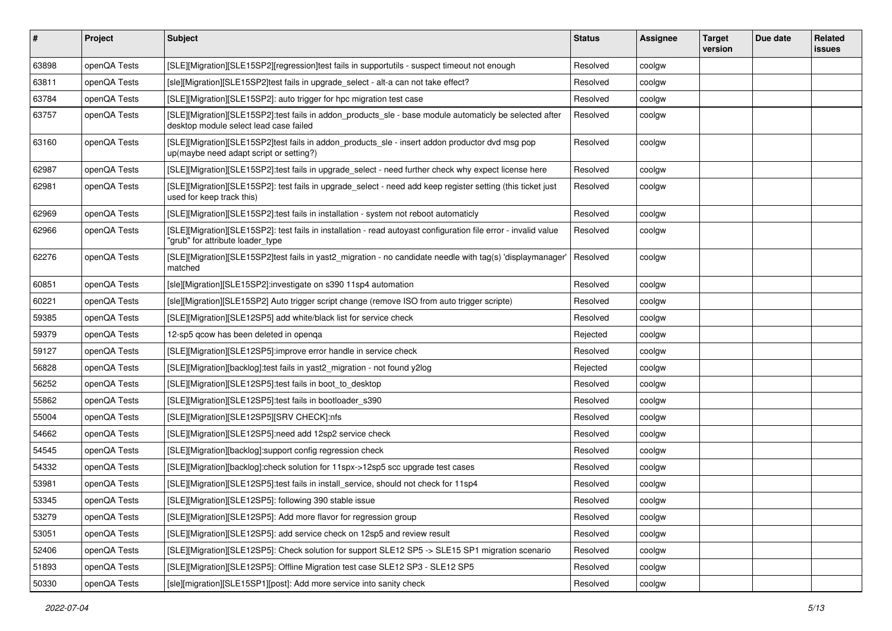| # | Project | Subject | Status | Assignee | Target version | Due date | Related issues |
|---|---|---|---|---|---|---|---|
| 63898 | openQA Tests | [SLE][Migration][SLE15SP2][regression]test fails in supportutils - suspect timeout not enough | Resolved | coolgw | | | |
| 63811 | openQA Tests | [sle][Migration][SLE15SP2]test fails in upgrade_select - alt-a can not take effect? | Resolved | coolgw | | | |
| 63784 | openQA Tests | [SLE][Migration][SLE15SP2]: auto trigger for hpc migration test case | Resolved | coolgw | | | |
| 63757 | openQA Tests | [SLE][Migration][SLE15SP2]:test fails in addon_products_sle - base module automaticly be selected after desktop module select lead case failed | Resolved | coolgw | | | |
| 63160 | openQA Tests | [SLE][Migration][SLE15SP2]test fails in addon_products_sle - insert addon productor dvd msg pop up(maybe need adapt script or setting?) | Resolved | coolgw | | | |
| 62987 | openQA Tests | [SLE][Migration][SLE15SP2]:test fails in upgrade_select - need further check why expect license here | Resolved | coolgw | | | |
| 62981 | openQA Tests | [SLE][Migration][SLE15SP2]: test fails in upgrade_select - need add keep register setting (this ticket just used for keep track this) | Resolved | coolgw | | | |
| 62969 | openQA Tests | [SLE][Migration][SLE15SP2]:test fails in installation - system not reboot automaticly | Resolved | coolgw | | | |
| 62966 | openQA Tests | [SLE][Migration][SLE15SP2]: test fails in installation - read autoyast configuration file error - invalid value "grub" for attribute loader_type | Resolved | coolgw | | | |
| 62276 | openQA Tests | [SLE][Migration][SLE15SP2]test fails in yast2_migration - no candidate needle with tag(s) 'displaymanager' matched | Resolved | coolgw | | | |
| 60851 | openQA Tests | [sle][Migration][SLE15SP2]:investigate on s390 11sp4 automation | Resolved | coolgw | | | |
| 60221 | openQA Tests | [sle][Migration][SLE15SP2] Auto trigger script change (remove ISO from auto trigger scripte) | Resolved | coolgw | | | |
| 59385 | openQA Tests | [SLE][Migration][SLE12SP5] add white/black list for service check | Resolved | coolgw | | | |
| 59379 | openQA Tests | 12-sp5 qcow has been deleted in openqa | Rejected | coolgw | | | |
| 59127 | openQA Tests | [SLE][Migration][SLE12SP5]:improve error handle in service check | Resolved | coolgw | | | |
| 56828 | openQA Tests | [SLE][Migration][backlog]:test fails in yast2_migration - not found y2log | Rejected | coolgw | | | |
| 56252 | openQA Tests | [SLE][Migration][SLE12SP5]:test fails in boot_to_desktop | Resolved | coolgw | | | |
| 55862 | openQA Tests | [SLE][Migration][SLE12SP5]:test fails in bootloader_s390 | Resolved | coolgw | | | |
| 55004 | openQA Tests | [SLE][Migration][SLE12SP5][SRV CHECK]:nfs | Resolved | coolgw | | | |
| 54662 | openQA Tests | [SLE][Migration][SLE12SP5]:need add 12sp2 service check | Resolved | coolgw | | | |
| 54545 | openQA Tests | [SLE][Migration][backlog]:support config regression check | Resolved | coolgw | | | |
| 54332 | openQA Tests | [SLE][Migration][backlog]:check solution for 11spx->12sp5 scc upgrade test cases | Resolved | coolgw | | | |
| 53981 | openQA Tests | [SLE][Migration][SLE12SP5]:test fails in install_service, should not check for 11sp4 | Resolved | coolgw | | | |
| 53345 | openQA Tests | [SLE][Migration][SLE12SP5]: following 390 stable issue | Resolved | coolgw | | | |
| 53279 | openQA Tests | [SLE][Migration][SLE12SP5]: Add more flavor for regression group | Resolved | coolgw | | | |
| 53051 | openQA Tests | [SLE][Migration][SLE12SP5]: add service check on 12sp5 and review result | Resolved | coolgw | | | |
| 52406 | openQA Tests | [SLE][Migration][SLE12SP5]: Check solution for support SLE12 SP5 -> SLE15 SP1 migration scenario | Resolved | coolgw | | | |
| 51893 | openQA Tests | [SLE][Migration][SLE12SP5]: Offline Migration test case SLE12 SP3 - SLE12 SP5 | Resolved | coolgw | | | |
| 50330 | openQA Tests | [sle][migration][SLE15SP1][post]: Add more service into sanity check | Resolved | coolgw | | | |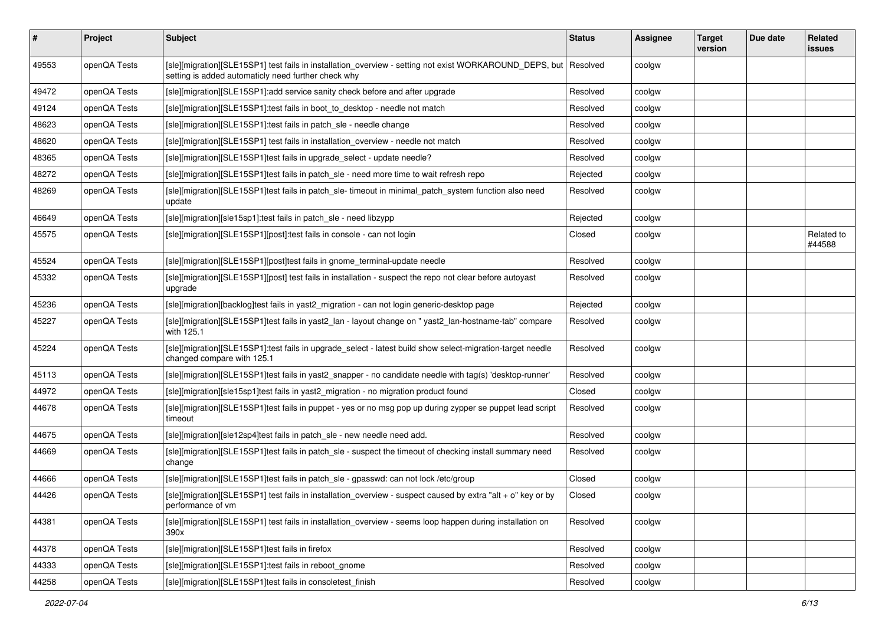| # | Project | Subject | Status | Assignee | Target version | Due date | Related issues |
|---|---|---|---|---|---|---|---|
| 49553 | openQA Tests | [sle][migration][SLE15SP1] test fails in installation_overview - setting not exist WORKAROUND_DEPS, but setting is added automaticly need further check why | Resolved | coolgw | | | |
| 49472 | openQA Tests | [sle][migration][SLE15SP1]:add service sanity check before and after upgrade | Resolved | coolgw | | | |
| 49124 | openQA Tests | [sle][migration][SLE15SP1]:test fails in boot_to_desktop - needle not match | Resolved | coolgw | | | |
| 48623 | openQA Tests | [sle][migration][SLE15SP1]:test fails in patch_sle - needle change | Resolved | coolgw | | | |
| 48620 | openQA Tests | [sle][migration][SLE15SP1] test fails in installation_overview - needle not match | Resolved | coolgw | | | |
| 48365 | openQA Tests | [sle][migration][SLE15SP1]test fails in upgrade_select - update needle? | Resolved | coolgw | | | |
| 48272 | openQA Tests | [sle][migration][SLE15SP1]test fails in patch_sle - need more time to wait refresh repo | Rejected | coolgw | | | |
| 48269 | openQA Tests | [sle][migration][SLE15SP1]test fails in patch_sle- timeout in minimal_patch_system function also need update | Resolved | coolgw | | | |
| 46649 | openQA Tests | [sle][migration][sle15sp1]:test fails in patch_sle - need libzypp | Rejected | coolgw | | | |
| 45575 | openQA Tests | [sle][migration][SLE15SP1][post]:test fails in console - can not login | Closed | coolgw | | | Related to #44588 |
| 45524 | openQA Tests | [sle][migration][SLE15SP1][post]test fails in gnome_terminal-update needle | Resolved | coolgw | | | |
| 45332 | openQA Tests | [sle][migration][SLE15SP1][post] test fails in installation - suspect the repo not clear before autoyast upgrade | Resolved | coolgw | | | |
| 45236 | openQA Tests | [sle][migration][backlog]test fails in yast2_migration - can not login generic-desktop page | Rejected | coolgw | | | |
| 45227 | openQA Tests | [sle][migration][SLE15SP1]test fails in yast2_lan - layout change on " yast2_lan-hostname-tab" compare with 125.1 | Resolved | coolgw | | | |
| 45224 | openQA Tests | [sle][migration][SLE15SP1]:test fails in upgrade_select - latest build show select-migration-target needle changed compare with 125.1 | Resolved | coolgw | | | |
| 45113 | openQA Tests | [sle][migration][SLE15SP1]test fails in yast2_snapper - no candidate needle with tag(s) 'desktop-runner' | Resolved | coolgw | | | |
| 44972 | openQA Tests | [sle][migration][sle15sp1]test fails in yast2_migration - no migration product found | Closed | coolgw | | | |
| 44678 | openQA Tests | [sle][migration][SLE15SP1]test fails in puppet - yes or no msg pop up during zypper se puppet lead script timeout | Resolved | coolgw | | | |
| 44675 | openQA Tests | [sle][migration][sle12sp4]test fails in patch_sle - new needle need add. | Resolved | coolgw | | | |
| 44669 | openQA Tests | [sle][migration][SLE15SP1]test fails in patch_sle - suspect the timeout of checking install summary need change | Resolved | coolgw | | | |
| 44666 | openQA Tests | [sle][migration][SLE15SP1]test fails in patch_sle - gpasswd: can not lock /etc/group | Closed | coolgw | | | |
| 44426 | openQA Tests | [sle][migration][SLE15SP1] test fails in installation_overview - suspect caused by extra "alt + o" key or by performance of vm | Closed | coolgw | | | |
| 44381 | openQA Tests | [sle][migration][SLE15SP1] test fails in installation_overview - seems loop happen during installation on 390x | Resolved | coolgw | | | |
| 44378 | openQA Tests | [sle][migration][SLE15SP1]test fails in firefox | Resolved | coolgw | | | |
| 44333 | openQA Tests | [sle][migration][SLE15SP1]:test fails in reboot_gnome | Resolved | coolgw | | | |
| 44258 | openQA Tests | [sle][migration][SLE15SP1]test fails in consoletest_finish | Resolved | coolgw | | | |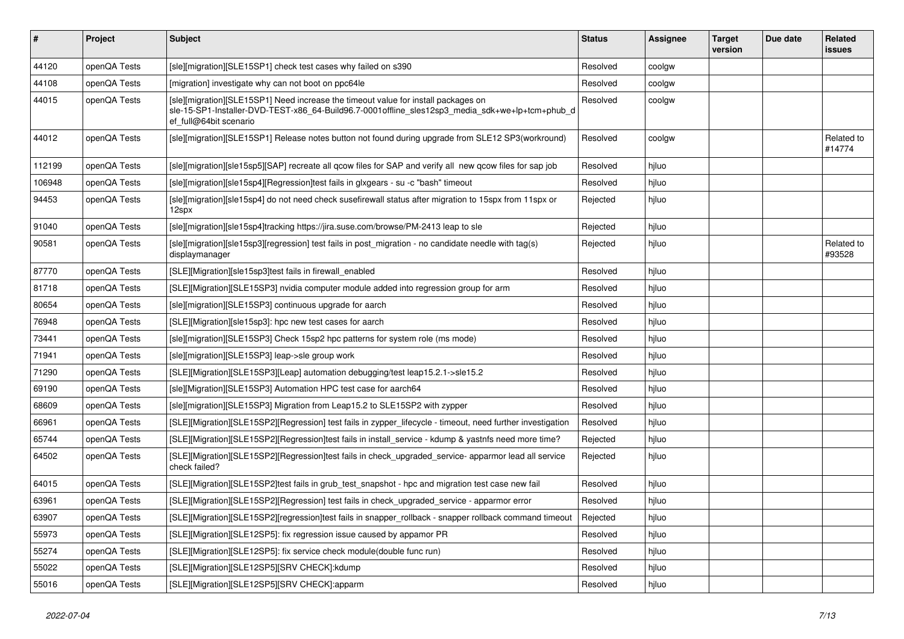| # | Project | Subject | Status | Assignee | Target version | Due date | Related issues |
|---|---|---|---|---|---|---|---|
| 44120 | openQA Tests | [sle][migration][SLE15SP1] check test cases why failed on s390 | Resolved | coolgw | | | |
| 44108 | openQA Tests | [migration] investigate why can not boot on ppc64le | Resolved | coolgw | | | |
| 44015 | openQA Tests | [sle][migration][SLE15SP1] Need increase the timeout value for install packages on sle-15-SP1-Installer-DVD-TEST-x86_64-Build96.7-0001offline_sles12sp3_media_sdk+we+lp+tcm+phub_def_full@64bit scenario | Resolved | coolgw | | | |
| 44012 | openQA Tests | [sle][migration][SLE15SP1] Release notes button not found during upgrade from SLE12 SP3(workround) | Resolved | coolgw | | | Related to #14774 |
| 112199 | openQA Tests | [sle][migration][sle15sp5][SAP] recreate all qcow files for SAP and verify all new qcow files for sap job | Resolved | hjluo | | | |
| 106948 | openQA Tests | [sle][migration][sle15sp4][Regression]test fails in glxgears - su -c "bash" timeout | Resolved | hjluo | | | |
| 94453 | openQA Tests | [sle][migration][sle15sp4] do not need check susefirewall status after migration to 15spx from 11spx or 12spx | Rejected | hjluo | | | |
| 91040 | openQA Tests | [sle][migration][sle15sp4]tracking https://jira.suse.com/browse/PM-2413 leap to sle | Rejected | hjluo | | | |
| 90581 | openQA Tests | [sle][migration][sle15sp3][regression] test fails in post_migration - no candidate needle with tag(s) displaymanager | Rejected | hjluo | | | Related to #93528 |
| 87770 | openQA Tests | [SLE][Migration][sle15sp3]test fails in firewall_enabled | Resolved | hjluo | | | |
| 81718 | openQA Tests | [SLE][Migration][SLE15SP3] nvidia computer module added into regression group for arm | Resolved | hjluo | | | |
| 80654 | openQA Tests | [sle][migration][SLE15SP3] continuous upgrade for aarch | Resolved | hjluo | | | |
| 76948 | openQA Tests | [SLE][Migration][sle15sp3]: hpc new test cases for aarch | Resolved | hjluo | | | |
| 73441 | openQA Tests | [sle][migration][SLE15SP3] Check 15sp2 hpc patterns for system role (ms mode) | Resolved | hjluo | | | |
| 71941 | openQA Tests | [sle][migration][SLE15SP3] leap->sle group work | Resolved | hjluo | | | |
| 71290 | openQA Tests | [SLE][Migration][SLE15SP3][Leap] automation debugging/test leap15.2.1->sle15.2 | Resolved | hjluo | | | |
| 69190 | openQA Tests | [sle][Migration][SLE15SP3] Automation HPC test case for aarch64 | Resolved | hjluo | | | |
| 68609 | openQA Tests | [sle][migration][SLE15SP3] Migration from Leap15.2 to SLE15SP2 with zypper | Resolved | hjluo | | | |
| 66961 | openQA Tests | [SLE][Migration][SLE15SP2][Regression] test fails in zypper_lifecycle - timeout, need further investigation | Resolved | hjluo | | | |
| 65744 | openQA Tests | [SLE][Migration][SLE15SP2][Regression]test fails in install_service - kdump & yastnfs need more time? | Rejected | hjluo | | | |
| 64502 | openQA Tests | [SLE][Migration][SLE15SP2][Regression]test fails in check_upgraded_service- apparmor lead all service check failed? | Rejected | hjluo | | | |
| 64015 | openQA Tests | [SLE][Migration][SLE15SP2]test fails in grub_test_snapshot - hpc and migration test case new fail | Resolved | hjluo | | | |
| 63961 | openQA Tests | [SLE][Migration][SLE15SP2][Regression] test fails in check_upgraded_service - apparmor error | Resolved | hjluo | | | |
| 63907 | openQA Tests | [SLE][Migration][SLE15SP2][regression]test fails in snapper_rollback - snapper rollback command timeout | Rejected | hjluo | | | |
| 55973 | openQA Tests | [SLE][Migration][SLE12SP5]: fix regression issue caused by appamor PR | Resolved | hjluo | | | |
| 55274 | openQA Tests | [SLE][Migration][SLE12SP5]: fix service check module(double func run) | Resolved | hjluo | | | |
| 55022 | openQA Tests | [SLE][Migration][SLE12SP5][SRV CHECK]:kdump | Resolved | hjluo | | | |
| 55016 | openQA Tests | [SLE][Migration][SLE12SP5][SRV CHECK]:apparm | Resolved | hjluo | | | |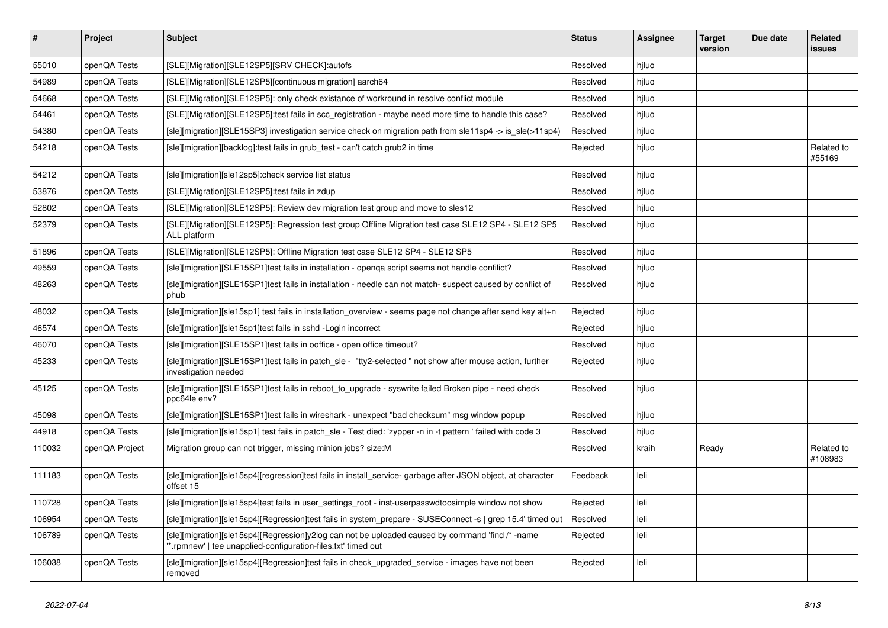| # | Project | Subject | Status | Assignee | Target version | Due date | Related issues |
|---|---|---|---|---|---|---|---|
| 55010 | openQA Tests | [SLE][Migration][SLE12SP5][SRV CHECK]:autofs | Resolved | hjluo | | | |
| 54989 | openQA Tests | [SLE][Migration][SLE12SP5][continuous migration] aarch64 | Resolved | hjluo | | | |
| 54668 | openQA Tests | [SLE][Migration][SLE12SP5]: only check existance of workround in resolve conflict module | Resolved | hjluo | | | |
| 54461 | openQA Tests | [SLE][Migration][SLE12SP5]:test fails in scc_registration - maybe need more time to handle this case? | Resolved | hjluo | | | |
| 54380 | openQA Tests | [sle][migration][SLE15SP3] investigation service check on migration path from sle11sp4 -> is_sle(>11sp4) | Resolved | hjluo | | | |
| 54218 | openQA Tests | [sle][migration][backlog]:test fails in grub_test - can't catch grub2 in time | Rejected | hjluo | | | Related to #55169 |
| 54212 | openQA Tests | [sle][migration][sle12sp5]:check service list status | Resolved | hjluo | | | |
| 53876 | openQA Tests | [SLE][Migration][SLE12SP5]:test fails in zdup | Resolved | hjluo | | | |
| 52802 | openQA Tests | [SLE][Migration][SLE12SP5]: Review dev migration test group and move to sles12 | Resolved | hjluo | | | |
| 52379 | openQA Tests | [SLE][Migration][SLE12SP5]: Regression test group Offline Migration test case SLE12 SP4 - SLE12 SP5 ALL platform | Resolved | hjluo | | | |
| 51896 | openQA Tests | [SLE][Migration][SLE12SP5]: Offline Migration test case SLE12 SP4 - SLE12 SP5 | Resolved | hjluo | | | |
| 49559 | openQA Tests | [sle][migration][SLE15SP1]test fails in installation - openqa script seems not handle confilict? | Resolved | hjluo | | | |
| 48263 | openQA Tests | [sle][migration][SLE15SP1]test fails in installation - needle can not match- suspect caused by conflict of phub | Resolved | hjluo | | | |
| 48032 | openQA Tests | [sle][migration][sle15sp1] test fails in installation_overview - seems page not change after send key alt+n | Rejected | hjluo | | | |
| 46574 | openQA Tests | [sle][migration][sle15sp1]test fails in sshd -Login incorrect | Rejected | hjluo | | | |
| 46070 | openQA Tests | [sle][migration][SLE15SP1]test fails in ooffice - open office timeout? | Resolved | hjluo | | | |
| 45233 | openQA Tests | [sle][migration][SLE15SP1]test fails in patch_sle - "tty2-selected " not show after mouse action, further investigation needed | Rejected | hjluo | | | |
| 45125 | openQA Tests | [sle][migration][SLE15SP1]test fails in reboot_to_upgrade - syswrite failed Broken pipe - need check ppc64le env? | Resolved | hjluo | | | |
| 45098 | openQA Tests | [sle][migration][SLE15SP1]test fails in wireshark - unexpect "bad checksum" msg window popup | Resolved | hjluo | | | |
| 44918 | openQA Tests | [sle][migration][sle15sp1] test fails in patch_sle - Test died: 'zypper -n in -t pattern ' failed with code 3 | Resolved | hjluo | | | |
| 110032 | openQA Project | Migration group can not trigger, missing minion jobs? size:M | Resolved | kraih | Ready | | Related to #108983 |
| 111183 | openQA Tests | [sle][migration][sle15sp4][regression]test fails in install_service- garbage after JSON object, at character offset 15 | Feedback | leli | | | |
| 110728 | openQA Tests | [sle][migration][sle15sp4]test fails in user_settings_root - inst-userpasswdtoosimple window not show | Rejected | leli | | | |
| 106954 | openQA Tests | [sle][migration][sle15sp4][Regression]test fails in system_prepare - SUSEConnect -s \| grep 15.4' timed out | Resolved | leli | | | |
| 106789 | openQA Tests | [sle][migration][sle15sp4][Regression]y2log can not be uploaded caused by command 'find /* -name '*.rpmnew' \| tee unapplied-configuration-files.txt' timed out | Rejected | leli | | | |
| 106038 | openQA Tests | [sle][migration][sle15sp4][Regression]test fails in check_upgraded_service - images have not been removed | Rejected | leli | | | |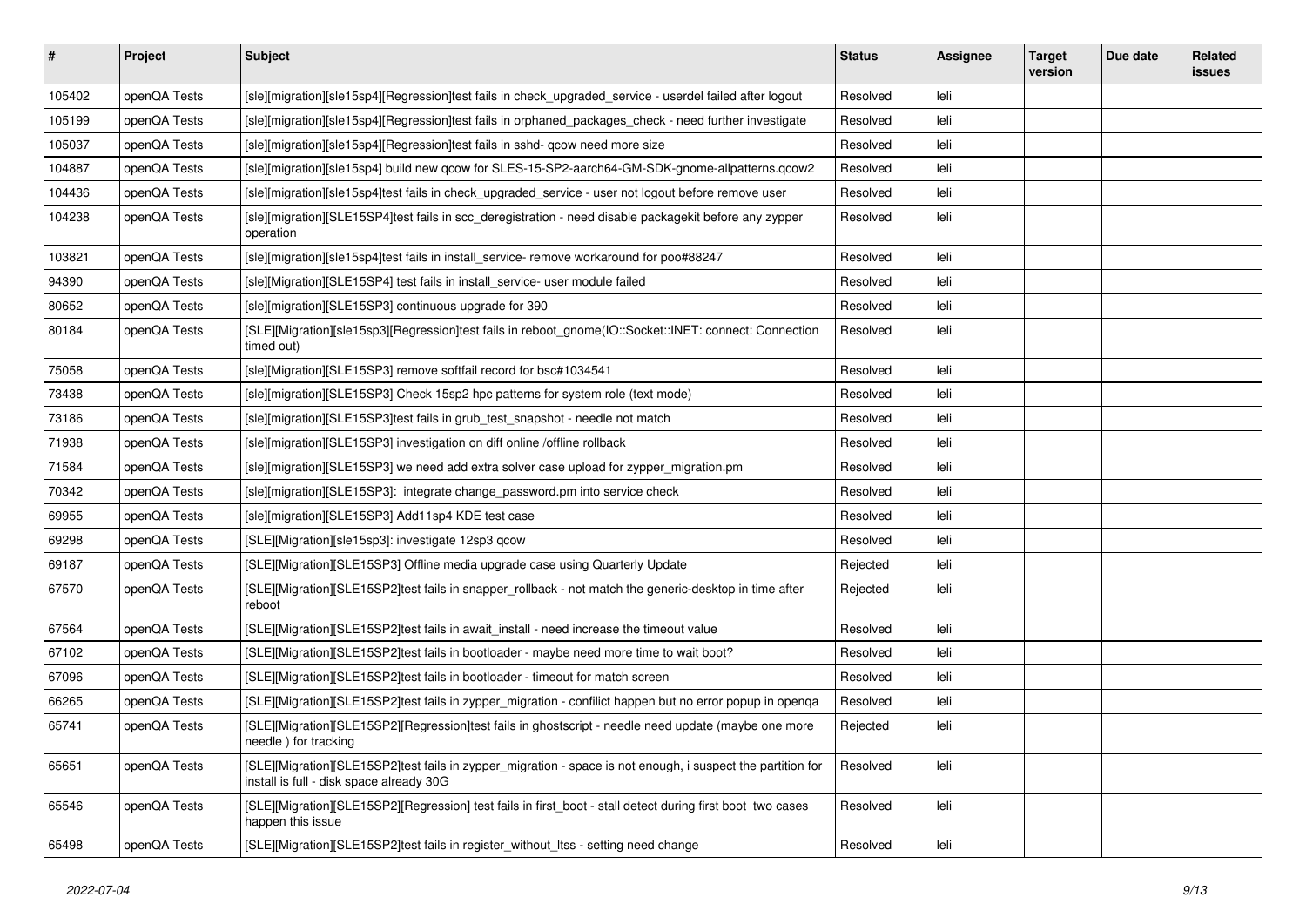| # | Project | Subject | Status | Assignee | Target version | Due date | Related issues |
|---|---|---|---|---|---|---|---|
| 105402 | openQA Tests | [sle][migration][sle15sp4][Regression]test fails in check_upgraded_service - userdel failed after logout | Resolved | leli | | | |
| 105199 | openQA Tests | [sle][migration][sle15sp4][Regression]test fails in orphaned_packages_check - need further investigate | Resolved | leli | | | |
| 105037 | openQA Tests | [sle][migration][sle15sp4][Regression]test fails in sshd- qcow need more size | Resolved | leli | | | |
| 104887 | openQA Tests | [sle][migration][sle15sp4] build new qcow for SLES-15-SP2-aarch64-GM-SDK-gnome-allpatterns.qcow2 | Resolved | leli | | | |
| 104436 | openQA Tests | [sle][migration][sle15sp4]test fails in check_upgraded_service - user not logout before remove user | Resolved | leli | | | |
| 104238 | openQA Tests | [sle][migration][SLE15SP4]test fails in scc_deregistration - need disable packagekit before any zypper operation | Resolved | leli | | | |
| 103821 | openQA Tests | [sle][migration][sle15sp4]test fails in install_service- remove workaround for poo#88247 | Resolved | leli | | | |
| 94390 | openQA Tests | [sle][Migration][SLE15SP4] test fails in install_service- user module failed | Resolved | leli | | | |
| 80652 | openQA Tests | [sle][migration][SLE15SP3] continuous upgrade for 390 | Resolved | leli | | | |
| 80184 | openQA Tests | [SLE][Migration][sle15sp3][Regression]test fails in reboot_gnome(IO::Socket::INET: connect: Connection timed out) | Resolved | leli | | | |
| 75058 | openQA Tests | [sle][Migration][SLE15SP3] remove softfail record for bsc#1034541 | Resolved | leli | | | |
| 73438 | openQA Tests | [sle][migration][SLE15SP3] Check 15sp2 hpc patterns for system role (text mode) | Resolved | leli | | | |
| 73186 | openQA Tests | [sle][migration][SLE15SP3]test fails in grub_test_snapshot - needle not match | Resolved | leli | | | |
| 71938 | openQA Tests | [sle][migration][SLE15SP3] investigation on diff online /offline rollback | Resolved | leli | | | |
| 71584 | openQA Tests | [sle][migration][SLE15SP3] we need add extra solver case upload for zypper_migration.pm | Resolved | leli | | | |
| 70342 | openQA Tests | [sle][migration][SLE15SP3]: integrate change_password.pm into service check | Resolved | leli | | | |
| 69955 | openQA Tests | [sle][migration][SLE15SP3] Add11sp4 KDE test case | Resolved | leli | | | |
| 69298 | openQA Tests | [SLE][Migration][sle15sp3]: investigate 12sp3 qcow | Resolved | leli | | | |
| 69187 | openQA Tests | [SLE][Migration][SLE15SP3] Offline media upgrade case using Quarterly Update | Rejected | leli | | | |
| 67570 | openQA Tests | [SLE][Migration][SLE15SP2]test fails in snapper_rollback - not match the generic-desktop in time after reboot | Rejected | leli | | | |
| 67564 | openQA Tests | [SLE][Migration][SLE15SP2]test fails in await_install - need increase the timeout value | Resolved | leli | | | |
| 67102 | openQA Tests | [SLE][Migration][SLE15SP2]test fails in bootloader - maybe need more time to wait boot? | Resolved | leli | | | |
| 67096 | openQA Tests | [SLE][Migration][SLE15SP2]test fails in bootloader - timeout for match screen | Resolved | leli | | | |
| 66265 | openQA Tests | [SLE][Migration][SLE15SP2]test fails in zypper_migration - confilict happen but no error popup in openqa | Resolved | leli | | | |
| 65741 | openQA Tests | [SLE][Migration][SLE15SP2][Regression]test fails in ghostscript - needle need update (maybe one more needle ) for tracking | Rejected | leli | | | |
| 65651 | openQA Tests | [SLE][Migration][SLE15SP2]test fails in zypper_migration - space is not enough, i suspect the partition for install is full - disk space already 30G | Resolved | leli | | | |
| 65546 | openQA Tests | [SLE][Migration][SLE15SP2][Regression] test fails in first_boot - stall detect during first boot two cases happen this issue | Resolved | leli | | | |
| 65498 | openQA Tests | [SLE][Migration][SLE15SP2]test fails in register_without_ltss - setting need change | Resolved | leli | | | |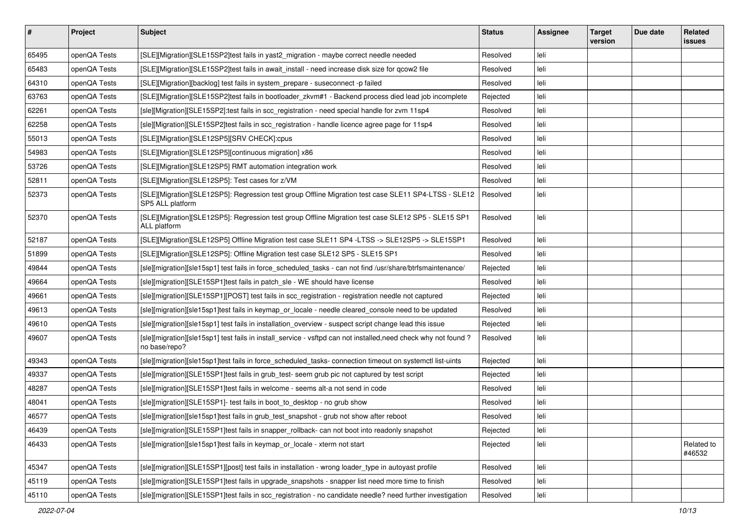| # | Project | Subject | Status | Assignee | Target version | Due date | Related issues |
|---|---|---|---|---|---|---|---|
| 65495 | openQA Tests | [SLE][Migration][SLE15SP2]test fails in yast2_migration - maybe correct needle needed | Resolved | leli | | | |
| 65483 | openQA Tests | [SLE][Migration][SLE15SP2]test fails in await_install - need increase disk size for qcow2 file | Resolved | leli | | | |
| 64310 | openQA Tests | [SLE][Migration][backlog] test fails in system_prepare - suseconnect -p failed | Resolved | leli | | | |
| 63763 | openQA Tests | [SLE][Migration][SLE15SP2]test fails in bootloader_zkvm#1 - Backend process died lead job incomplete | Rejected | leli | | | |
| 62261 | openQA Tests | [sle][Migration][SLE15SP2]:test fails in scc_registration - need special handle for zvm 11sp4 | Resolved | leli | | | |
| 62258 | openQA Tests | [sle][Migration][SLE15SP2]test fails in scc_registration - handle licence agree page for 11sp4 | Resolved | leli | | | |
| 55013 | openQA Tests | [SLE][Migration][SLE12SP5][SRV CHECK]:cpus | Resolved | leli | | | |
| 54983 | openQA Tests | [SLE][Migration][SLE12SP5][continuous migration] x86 | Resolved | leli | | | |
| 53726 | openQA Tests | [SLE][Migration][SLE12SP5] RMT automation integration work | Resolved | leli | | | |
| 52811 | openQA Tests | [SLE][Migration][SLE12SP5]: Test cases for z/VM | Resolved | leli | | | |
| 52373 | openQA Tests | [SLE][Migration][SLE12SP5]: Regression test group Offline Migration test case SLE11 SP4-LTSS - SLE12 SP5 ALL platform | Resolved | leli | | | |
| 52370 | openQA Tests | [SLE][Migration][SLE12SP5]: Regression test group Offline Migration test case SLE12 SP5 - SLE15 SP1 ALL platform | Resolved | leli | | | |
| 52187 | openQA Tests | [SLE][Migration][SLE12SP5] Offline Migration test case SLE11 SP4 -LTSS -> SLE12SP5 -> SLE15SP1 | Resolved | leli | | | |
| 51899 | openQA Tests | [SLE][Migration][SLE12SP5]: Offline Migration test case SLE12 SP5 - SLE15 SP1 | Resolved | leli | | | |
| 49844 | openQA Tests | [sle][migration][sle15sp1] test fails in force_scheduled_tasks - can not find /usr/share/btrfsmaintenance/ | Rejected | leli | | | |
| 49664 | openQA Tests | [sle][migration][SLE15SP1]test fails in patch_sle - WE should have license | Resolved | leli | | | |
| 49661 | openQA Tests | [sle][migration][SLE15SP1][POST] test fails in scc_registration - registration needle not captured | Rejected | leli | | | |
| 49613 | openQA Tests | [sle][migration][sle15sp1]test fails in keymap_or_locale - needle cleared_console need to be updated | Resolved | leli | | | |
| 49610 | openQA Tests | [sle][migration][sle15sp1] test fails in installation_overview - suspect script change lead this issue | Rejected | leli | | | |
| 49607 | openQA Tests | [sle][migration][sle15sp1] test fails in install_service - vsftpd can not installed,need check why not found ? no base/repo? | Resolved | leli | | | |
| 49343 | openQA Tests | [sle][migration][sle15sp1]test fails in force_scheduled_tasks- connection timeout on systemctl list-uints | Rejected | leli | | | |
| 49337 | openQA Tests | [sle][migration][SLE15SP1]test fails in grub_test- seem grub pic not captured by test script | Rejected | leli | | | |
| 48287 | openQA Tests | [sle][migration][SLE15SP1]test fails in welcome - seems alt-a not send in code | Resolved | leli | | | |
| 48041 | openQA Tests | [sle][migration][SLE15SP1]- test fails in boot_to_desktop - no grub show | Resolved | leli | | | |
| 46577 | openQA Tests | [sle][migration][sle15sp1]test fails in grub_test_snapshot - grub not show after reboot | Resolved | leli | | | |
| 46439 | openQA Tests | [sle][migration][SLE15SP1]test fails in snapper_rollback- can not boot into readonly snapshot | Rejected | leli | | | |
| 46433 | openQA Tests | [sle][migration][sle15sp1]test fails in keymap_or_locale - xterm not start | Rejected | leli | | | Related to #46532 |
| 45347 | openQA Tests | [sle][migration][SLE15SP1][post] test fails in installation - wrong loader_type in autoyast profile | Resolved | leli | | | |
| 45119 | openQA Tests | [sle][migration][SLE15SP1]test fails in upgrade_snapshots - snapper list need more time to finish | Resolved | leli | | | |
| 45110 | openQA Tests | [sle][migration][SLE15SP1]test fails in scc_registration - no candidate needle? need further investigation | Resolved | leli | | | |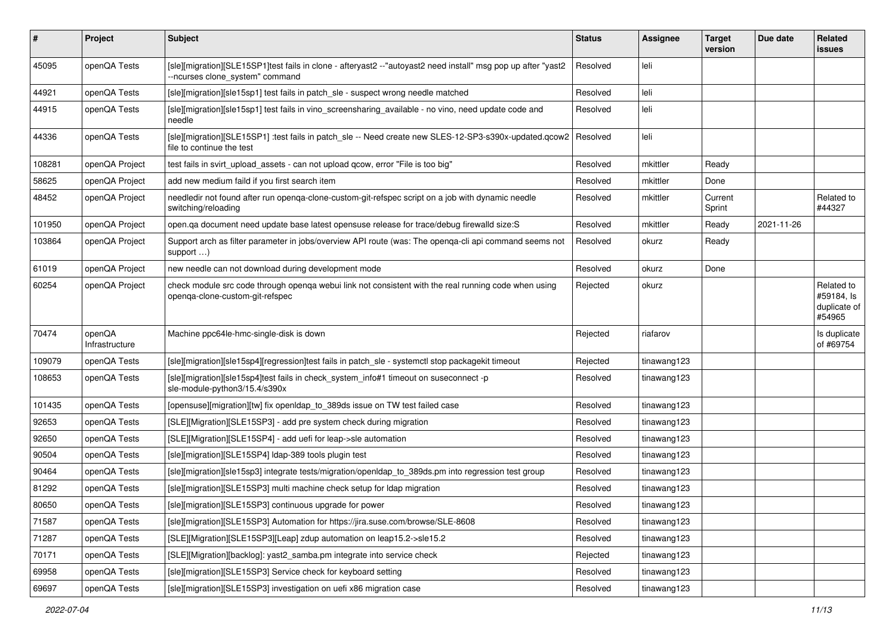| # | Project | Subject | Status | Assignee | Target version | Due date | Related issues |
|---|---|---|---|---|---|---|---|
| 45095 | openQA Tests | [sle][migration][SLE15SP1]test fails in clone - afteryast2 --"autoyast2 need install" msg pop up after "yast2 --ncurses clone_system" command | Resolved | leli | | | |
| 44921 | openQA Tests | [sle][migration][sle15sp1] test fails in patch_sle - suspect wrong needle matched | Resolved | leli | | | |
| 44915 | openQA Tests | [sle][migration][sle15sp1] test fails in vino_screensharing_available - no vino, need update code and needle | Resolved | leli | | | |
| 44336 | openQA Tests | [sle][migration][SLE15SP1] :test fails in patch_sle -- Need create new SLES-12-SP3-s390x-updated.qcow2 file to continue the test | Resolved | leli | | | |
| 108281 | openQA Project | test fails in svirt_upload_assets - can not upload qcow, error "File is too big" | Resolved | mkittler | Ready | | |
| 58625 | openQA Project | add new medium faild if you first search item | Resolved | mkittler | Done | | |
| 48452 | openQA Project | needledir not found after run openqa-clone-custom-git-refspec script on a job with dynamic needle switching/reloading | Resolved | mkittler | Current Sprint | | Related to #44327 |
| 101950 | openQA Project | open.qa document need update base latest opensuse release for trace/debug firewalld size:S | Resolved | mkittler | Ready | 2021-11-26 | |
| 103864 | openQA Project | Support arch as filter parameter in jobs/overview API route (was: The openqa-cli api command seems not support …) | Resolved | okurz | Ready | | |
| 61019 | openQA Project | new needle can not download during development mode | Resolved | okurz | Done | | |
| 60254 | openQA Project | check module src code through openqa webui link not consistent with the real running code when using openqa-clone-custom-git-refspec | Rejected | okurz | | | Related to #59184, Is duplicate of #54965 |
| 70474 | openQA Infrastructure | Machine ppc64le-hmc-single-disk is down | Rejected | riafarov | | | Is duplicate of #69754 |
| 109079 | openQA Tests | [sle][migration][sle15sp4][regression]test fails in patch_sle - systemctl stop packagekit timeout | Rejected | tinawang123 | | | |
| 108653 | openQA Tests | [sle][migration][sle15sp4]test fails in check_system_info#1 timeout on suseconnect -p sle-module-python3/15.4/s390x | Resolved | tinawang123 | | | |
| 101435 | openQA Tests | [opensuse][migration][tw] fix openldap_to_389ds issue on TW test failed case | Resolved | tinawang123 | | | |
| 92653 | openQA Tests | [SLE][Migration][SLE15SP3] - add pre system check during migration | Resolved | tinawang123 | | | |
| 92650 | openQA Tests | [SLE][Migration][SLE15SP4] - add uefi for leap->sle automation | Resolved | tinawang123 | | | |
| 90504 | openQA Tests | [sle][migration][SLE15SP4] ldap-389 tools plugin test | Resolved | tinawang123 | | | |
| 90464 | openQA Tests | [sle][migration][sle15sp3] integrate tests/migration/openldap_to_389ds.pm into regression test group | Resolved | tinawang123 | | | |
| 81292 | openQA Tests | [sle][migration][SLE15SP3] multi machine check setup for ldap migration | Resolved | tinawang123 | | | |
| 80650 | openQA Tests | [sle][migration][SLE15SP3] continuous upgrade for power | Resolved | tinawang123 | | | |
| 71587 | openQA Tests | [sle][migration][SLE15SP3] Automation for https://jira.suse.com/browse/SLE-8608 | Resolved | tinawang123 | | | |
| 71287 | openQA Tests | [SLE][Migration][SLE15SP3][Leap] zdup automation on leap15.2->sle15.2 | Resolved | tinawang123 | | | |
| 70171 | openQA Tests | [SLE][Migration][backlog]: yast2_samba.pm integrate into service check | Rejected | tinawang123 | | | |
| 69958 | openQA Tests | [sle][migration][SLE15SP3] Service check for keyboard setting | Resolved | tinawang123 | | | |
| 69697 | openQA Tests | [sle][migration][SLE15SP3] investigation on uefi x86 migration case | Resolved | tinawang123 | | | |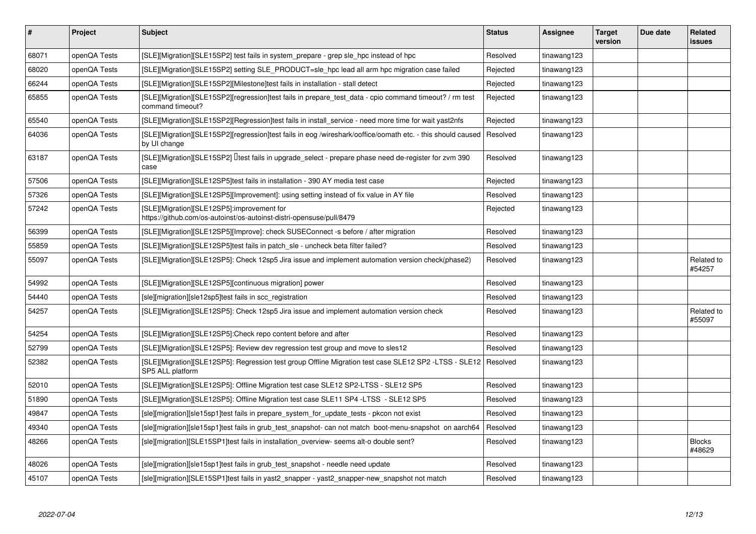| # | Project | Subject | Status | Assignee | Target version | Due date | Related issues |
|---|---|---|---|---|---|---|---|
| 68071 | openQA Tests | [SLE][Migration][SLE15SP2] test fails in system_prepare - grep sle_hpc instead of hpc | Resolved | tinawang123 | | | |
| 68020 | openQA Tests | [SLE][Migration][SLE15SP2] setting SLE_PRODUCT=sle_hpc lead all arm hpc migration case failed | Rejected | tinawang123 | | | |
| 66244 | openQA Tests | [SLE][Migration][SLE15SP2][Milestone]test fails in installation - stall detect | Rejected | tinawang123 | | | |
| 65855 | openQA Tests | [SLE][Migration][SLE15SP2][regression]test fails in prepare_test_data - cpio command timeout? / rm test command timeout? | Rejected | tinawang123 | | | |
| 65540 | openQA Tests | [SLE][Migration][SLE15SP2][Regression]test fails in install_service - need more time for wait yast2nfs | Rejected | tinawang123 | | | |
| 64036 | openQA Tests | [SLE][Migration][SLE15SP2][regression]test fails in eog /wireshark/oofice/oomath etc. - this should caused by UI change | Resolved | tinawang123 | | | |
| 63187 | openQA Tests | [SLE][Migration][SLE15SP2] test fails in upgrade_select - prepare phase need de-register for zvm 390 case | Resolved | tinawang123 | | | |
| 57506 | openQA Tests | [SLE][Migration][SLE12SP5]test fails in installation - 390 AY media test case | Rejected | tinawang123 | | | |
| 57326 | openQA Tests | [SLE][Migration][SLE12SP5][Improvement]: using setting instead of fix value in AY file | Resolved | tinawang123 | | | |
| 57242 | openQA Tests | [SLE][Migration][SLE12SP5]:improvement for https://github.com/os-autoinst/os-autoinst-distri-opensuse/pull/8479 | Rejected | tinawang123 | | | |
| 56399 | openQA Tests | [SLE][Migration][SLE12SP5][Improve]: check SUSEConnect -s before / after migration | Resolved | tinawang123 | | | |
| 55859 | openQA Tests | [SLE][Migration][SLE12SP5]test fails in patch_sle - uncheck beta filter failed? | Resolved | tinawang123 | | | |
| 55097 | openQA Tests | [SLE][Migration][SLE12SP5]: Check 12sp5 Jira issue and implement automation version check(phase2) | Resolved | tinawang123 | | | Related to #54257 |
| 54992 | openQA Tests | [SLE][Migration][SLE12SP5][continuous migration] power | Resolved | tinawang123 | | | |
| 54440 | openQA Tests | [sle][migration][sle12sp5]test fails in scc_registration | Resolved | tinawang123 | | | |
| 54257 | openQA Tests | [SLE][Migration][SLE12SP5]: Check 12sp5 Jira issue and implement automation version check | Resolved | tinawang123 | | | Related to #55097 |
| 54254 | openQA Tests | [SLE][Migration][SLE12SP5]:Check repo content before and after | Resolved | tinawang123 | | | |
| 52799 | openQA Tests | [SLE][Migration][SLE12SP5]: Review dev regression test group and move to sles12 | Resolved | tinawang123 | | | |
| 52382 | openQA Tests | [SLE][Migration][SLE12SP5]: Regression test group Offline Migration test case SLE12 SP2 -LTSS - SLE12 SP5 ALL platform | Resolved | tinawang123 | | | |
| 52010 | openQA Tests | [SLE][Migration][SLE12SP5]: Offline Migration test case SLE12 SP2-LTSS - SLE12 SP5 | Resolved | tinawang123 | | | |
| 51890 | openQA Tests | [SLE][Migration][SLE12SP5]: Offline Migration test case SLE11 SP4 -LTSS - SLE12 SP5 | Resolved | tinawang123 | | | |
| 49847 | openQA Tests | [sle][migration][sle15sp1]test fails in prepare_system_for_update_tests - pkcon not exist | Resolved | tinawang123 | | | |
| 49340 | openQA Tests | [sle][migration][sle15sp1]test fails in grub_test_snapshot- can not match boot-menu-snapshot on aarch64 | Resolved | tinawang123 | | | |
| 48266 | openQA Tests | [sle][migration][SLE15SP1]test fails in installation_overview- seems alt-o double sent? | Resolved | tinawang123 | | | Blocks #48629 |
| 48026 | openQA Tests | [sle][migration][sle15sp1]test fails in grub_test_snapshot - needle need update | Resolved | tinawang123 | | | |
| 45107 | openQA Tests | [sle][migration][SLE15SP1]test fails in yast2_snapper - yast2_snapper-new_snapshot not match | Resolved | tinawang123 | | | |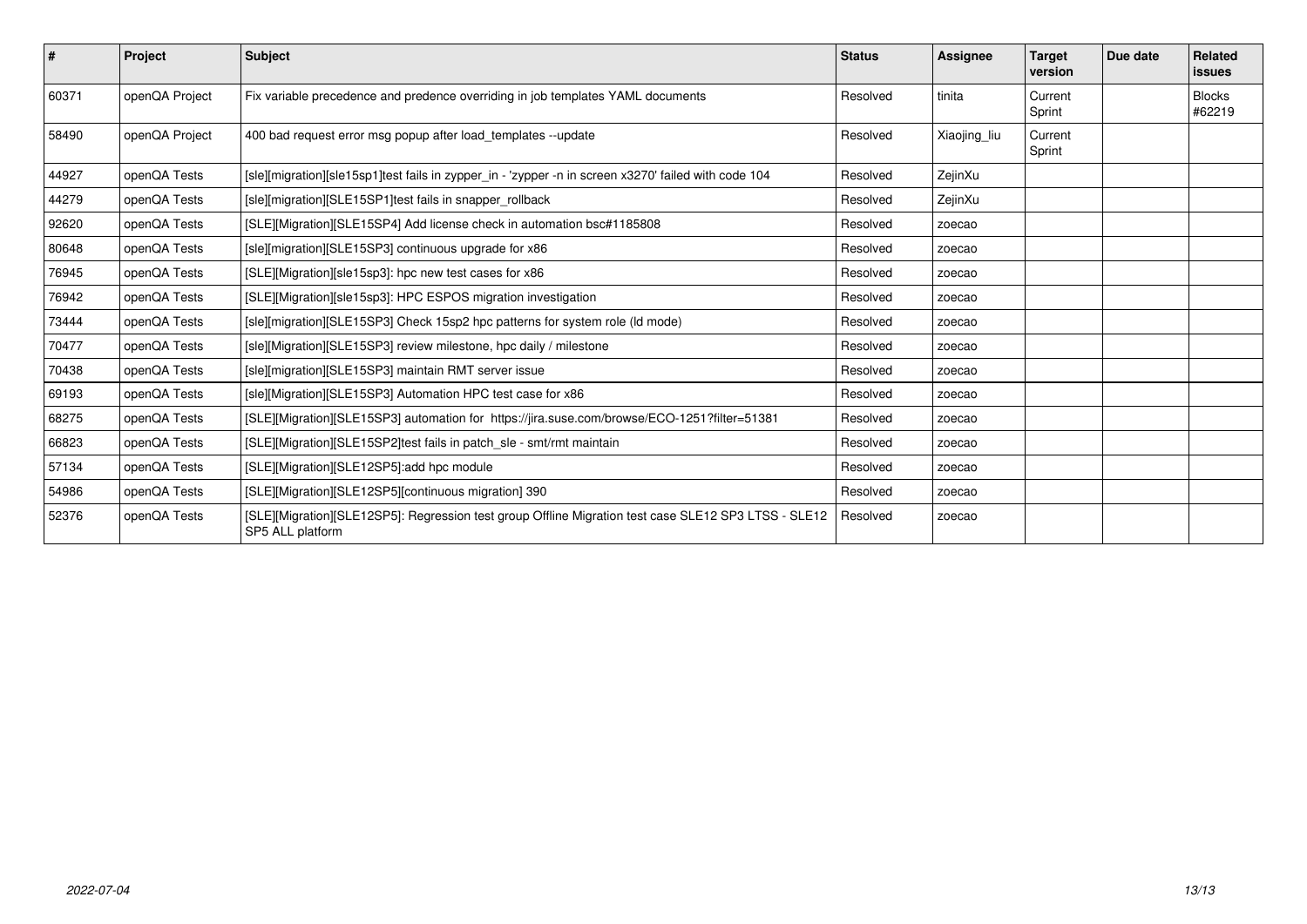| # | Project | Subject | Status | Assignee | Target version | Due date | Related issues |
|---|---|---|---|---|---|---|---|
| 60371 | openQA Project | Fix variable precedence and predence overriding in job templates YAML documents | Resolved | tinita | Current Sprint | | Blocks #62219 |
| 58490 | openQA Project | 400 bad request error msg popup after load_templates --update | Resolved | Xiaojing_liu | Current Sprint | | |
| 44927 | openQA Tests | [sle][migration][sle15sp1]test fails in zypper_in - 'zypper -n in screen x3270' failed with code 104 | Resolved | ZejinXu | | | |
| 44279 | openQA Tests | [sle][migration][SLE15SP1]test fails in snapper_rollback | Resolved | ZejinXu | | | |
| 92620 | openQA Tests | [SLE][Migration][SLE15SP4] Add license check in automation bsc#1185808 | Resolved | zoecao | | | |
| 80648 | openQA Tests | [sle][migration][SLE15SP3] continuous upgrade for x86 | Resolved | zoecao | | | |
| 76945 | openQA Tests | [SLE][Migration][sle15sp3]: hpc new test cases for x86 | Resolved | zoecao | | | |
| 76942 | openQA Tests | [SLE][Migration][sle15sp3]: HPC ESPOS migration investigation | Resolved | zoecao | | | |
| 73444 | openQA Tests | [sle][migration][SLE15SP3] Check 15sp2 hpc patterns for system role (ld mode) | Resolved | zoecao | | | |
| 70477 | openQA Tests | [sle][Migration][SLE15SP3] review milestone, hpc daily / milestone | Resolved | zoecao | | | |
| 70438 | openQA Tests | [sle][migration][SLE15SP3] maintain RMT server issue | Resolved | zoecao | | | |
| 69193 | openQA Tests | [sle][Migration][SLE15SP3] Automation HPC test case for x86 | Resolved | zoecao | | | |
| 68275 | openQA Tests | [SLE][Migration][SLE15SP3] automation for https://jira.suse.com/browse/ECO-1251?filter=51381 | Resolved | zoecao | | | |
| 66823 | openQA Tests | [SLE][Migration][SLE15SP2]test fails in patch_sle - smt/rmt maintain | Resolved | zoecao | | | |
| 57134 | openQA Tests | [SLE][Migration][SLE12SP5]:add hpc module | Resolved | zoecao | | | |
| 54986 | openQA Tests | [SLE][Migration][SLE12SP5][continuous migration] 390 | Resolved | zoecao | | | |
| 52376 | openQA Tests | [SLE][Migration][SLE12SP5]: Regression test group Offline Migration test case SLE12 SP3 LTSS - SLE12 SP5 ALL platform | Resolved | zoecao | | | |